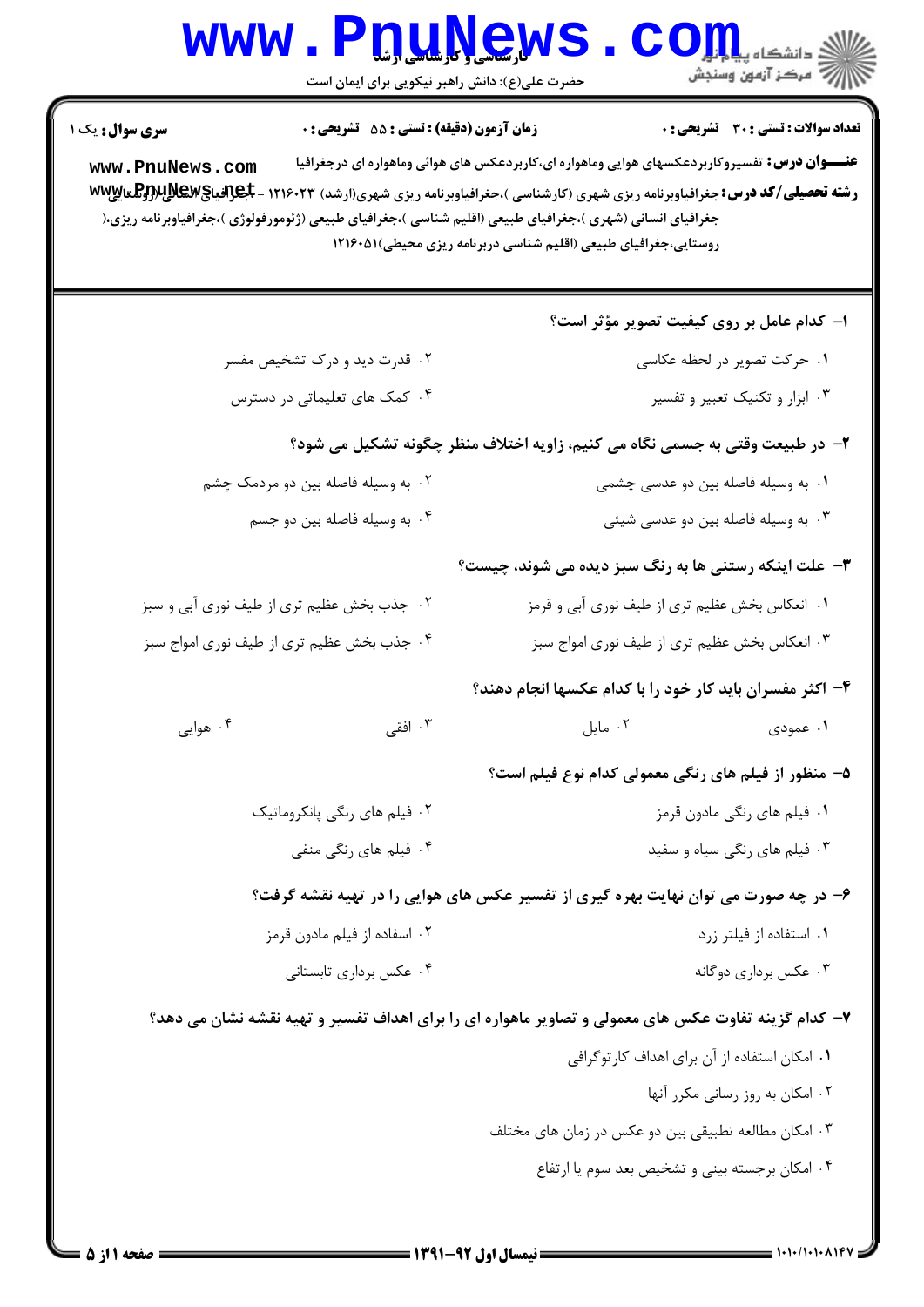**سری سوال:** یک ۱

**زمان آزمون (دقیقه) : تستی : ۵۵ تشریحی : ۰**

**تعداد سوالات : تستی : ۳۰ تشریحی : ۰**

**عنـــوان درس:** تفسیروکاربردعکسهای هوایی وماهواره ای،کاربردعکس های هوائی وماهواره ای درجغرافیا

**رشته تحصیلی/کد درس:** جغرافیاوبرنامه ریزی شهری (کارشناسی )،جغرافیاوبرنامه ریزی شهری(ارشد) ۱۲۱۶۰۲۳ - جغرافیای انسانی (روستایی)،جغرافیای انسانی (شهری )،جغرافیای طبیعی (اقلیم شناسی )،جغرافیای طبیعی (ژئومورفولوژی )،جغرافیاوبرنامه ریزی روستایی،جغرافیای طبیعی (اقلیم شناسی دربرنامه ریزی محیطی)۱۲۱۶۰۵۱

۱- کدام عامل بر روی کیفیت تصویر مؤثر است؟

۱. حرکت تصویر در لحظه عکاسی

۲. قدرت دید و درک تشخیص مفسر

۳. ابزار و تکنیک تعبیر و تفسیر

۴. کمک های تعلیماتی در دسترس

۲- در طبیعت وقتی به جسمی نگاه می کنیم، زاویه اختلاف منظر چگونه تشکیل می شود؟

۱. به وسیله فاصله بین دو عدسی چشمی

۲. به وسیله فاصله بین دو مردمک چشم

۳. به وسیله فاصله بین دو عدسی شیئی

۴. به وسیله فاصله بین دو جسم

۳- علت اینکه رستنی ها به رنگ سبز دیده می شوند، چیست؟

۱. انعکاس بخش عظیم تری از طیف نوری آبی و قرمز

۲. جذب بخش عظیم تری از طیف نوری آبی و سبز

۳. انعکاس بخش عظیم تری از طیف نوری امواج سبز

۴. جذب بخش عظیم تری از طیف نوری امواج سبز

۴- اکثر مفسران باید کار خود را با کدام عکسها انجام دهند؟

۱. عمودی

۲. مایل

۳. افقی

۴. هوایی

۵- منظور از فیلم های رنگی معمولی کدام نوع فیلم است؟

۱. فیلم های رنگی مادون قرمز

۲. فیلم های رنگی پانکروماتیک

۳. فیلم های رنگی سیاه و سفید

۴. فیلم های رنگی منفی

۶- در چه صورت می توان نهایت بهره گیری از تفسیر عکس های هوایی را در تهیه نقشه گرفت؟

۱. استفاده از فیلتر زرد

۲. اسفاده از فیلم مادون قرمز

۳. عکس برداری دوگانه

۴. عکس برداری تابستانی

۷- کدام گزینه تفاوت عکس های معمولی و تصاویر ماهواره ای را برای اهداف تفسیر و تهیه نقشه نشان می دهد؟

۱. امکان استفاده از آن برای اهداف کارتوگرافی

۲. امکان به روز رسانی مکرر آنها

۳. امکان مطالعه تطبیقی بین دو عکس در زمان های مختلف

۴. امکان برجسته بینی و تشخیص بعد سوم یا ارتفاع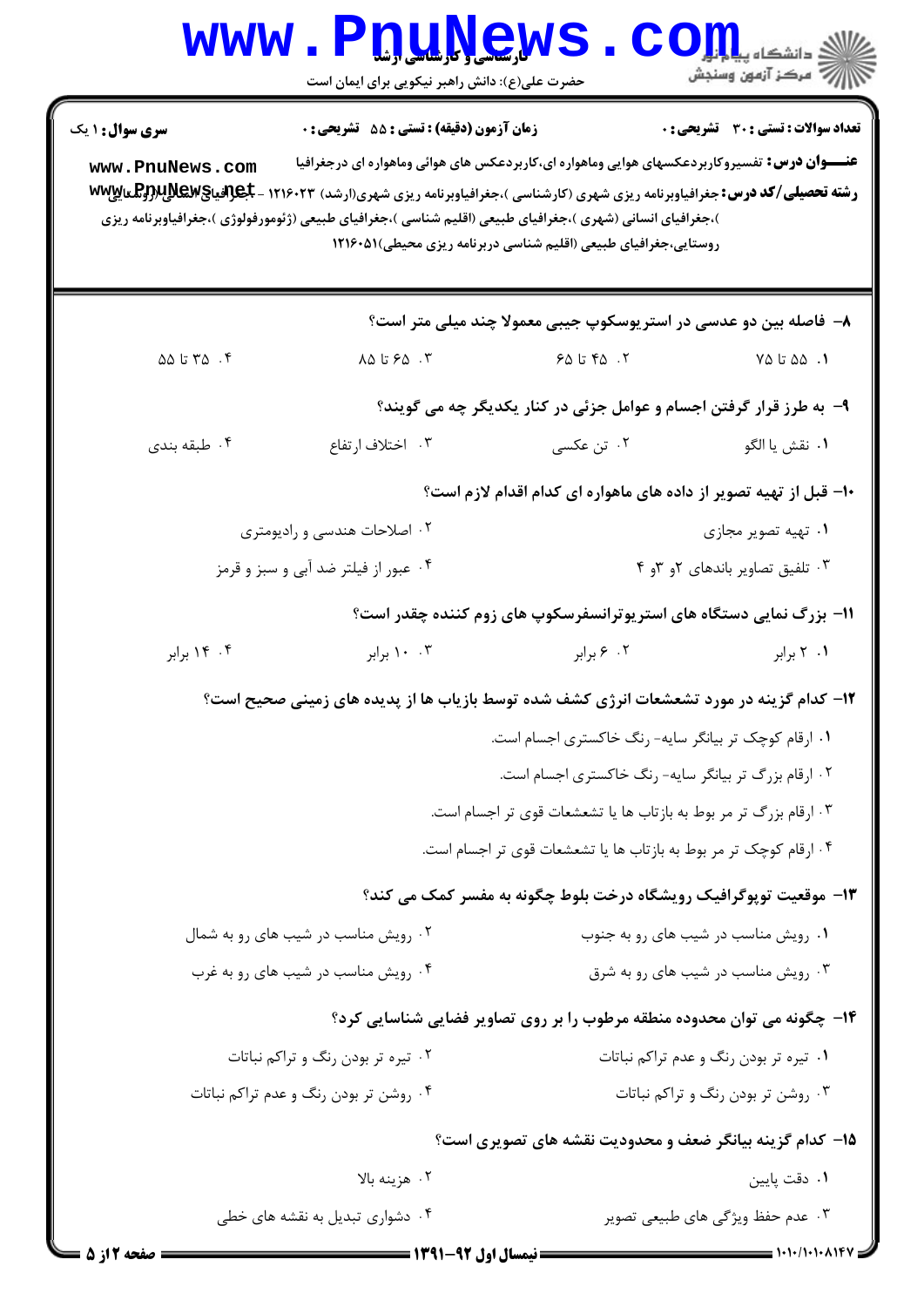**سری سوال:** ۱ یک

**زمان آزمون (دقیقه) : تستی : ۵۵ تشریحی : ۰**

**تعداد سوالات : تستی : ۳۰ تشریحی : ۰**

**عنـــوان درس:** تفسیروکاربردعکسهای هوایی وماهواره ای،کاربردعکس های هوائی وماهواره ای درجغرافیا

**رشته تحصیلی/کد درس:** جغرافیاوبرنامه ریزی شهری (کارشناسی )،جغرافیاوبرنامه ریزی شهری(ارشد) ۱۲۱۶۰۲۳ - جغرافیای انسانی (روستایی )،جغرافیای انسانی (شهری )،جغرافیای طبیعی (اقلیم شناسی )،جغرافیای طبیعی (ژئومورفولوژی )،جغرافیاوبرنامه ریزی روستایی،جغرافیای طبیعی (اقلیم شناسی دربرنامه ریزی محیطی)۱۲۱۶۰۵۱

۸- فاصله بین دو عدسی در استریوسکوپ جیبی معمولا چند میلی متر است؟

۱. ۵۵ تا ۷۵
۲. ۴۵ تا ۶۵
۳. ۶۵ تا ۸۵
۴. ۳۵ تا ۵۵

۹- به طرز قرار گرفتن اجسام و عوامل جزئی در کنار یکدیگر چه می گویند؟

۱. نقش یا الگو
۲. تن عکسی
۳. اختلاف ارتفاع
۴. طبقه بندی

۱۰- قبل از تهیه تصویر از داده های ماهواره ای کدام اقدام لازم است؟

۱. تهیه تصویر مجازی
۲. اصلاحات هندسی و رادیومتری
۳. تلفیق تصاویر باندهای ۲و ۳و ۴
۴. عبور از فیلتر ضد آبی و سبز و قرمز

۱۱- بزرگ نمایی دستگاه های استریوترانسفرسکوپ های زوم کننده چقدر است؟

۱. ۲ برابر
۲. ۶ برابر
۳. ۱۰ برابر
۴. ۱۴ برابر

۱۲- کدام گزینه در مورد تشعشعات انرژی کشف شده توسط بازیاب ها از پدیده های زمینی صحیح است؟

۱. ارقام کوچک تر بیانگر سایه- رنگ خاکستری اجسام است.
۲. ارقام بزرگ تر بیانگر سایه- رنگ خاکستری اجسام است.
۳. ارقام بزرگ تر مر بوط به بازتاب ها یا تشعشعات قوی تر اجسام است.
۴. ارقام کوچک تر مر بوط به بازتاب ها یا تشعشعات قوی تر اجسام است.

۱۳- موقعیت توپوگرافیک رویشگاه درخت بلوط چگونه به مفسر کمک می کند؟

۱. رویش مناسب در شیب های رو به جنوب
۲. رویش مناسب در شیب های رو به شمال
۳. رویش مناسب در شیب های رو به شرق
۴. رویش مناسب در شیب های رو به غرب

۱۴- چگونه می توان محدوده منطقه مرطوب را بر روی تصاویر فضایی شناسایی کرد؟

۱. تیره تر بودن رنگ و عدم تراکم نباتات
۲. تیره تر بودن رنگ و تراکم نباتات
۳. روشن تر بودن رنگ و تراکم نباتات
۴. روشن تر بودن رنگ و عدم تراکم نباتات

۱۵- کدام گزینه بیانگر ضعف و محدودیت نقشه های تصویری است؟

۱. دقت پایین
۲. هزینه بالا
۳. عدم حفظ ویژگی های طبیعی تصویر
۴. دشواری تبدیل به نقشه های خطی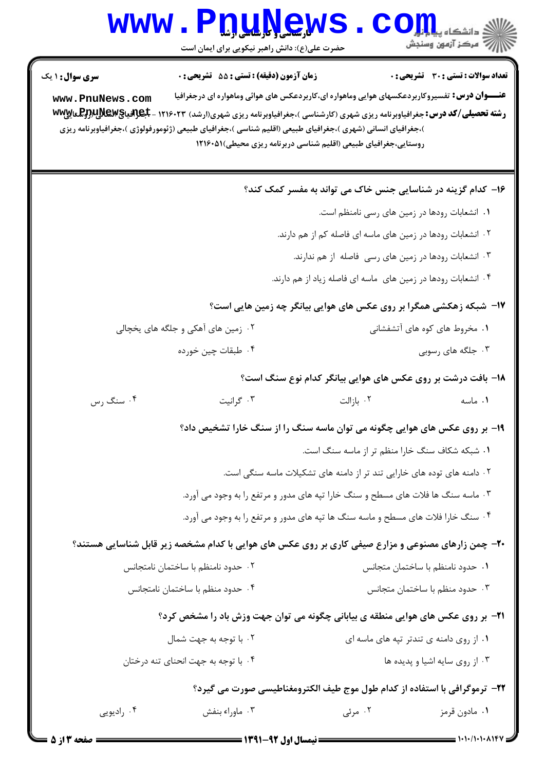**سری سوال:** ۱ یک

**زمان آزمون (دقیقه) : تستی :** ۵۵ **تشریحی :** ۰

**تعداد سوالات : تستی :** ۳۰ **تشریحی :** ۰

**عنــوان درس:** تفسیروکاربردعکسهای هوایی وماهواره ای،کاربردعکس های هوائی وماهواره ای درجغرافیا

**رشته تحصیلی/کد درس:** جغرافیاوبرنامه ریزی شهری (کارشناسی )،جغرافیاوبرنامه ریزی شهری(ارشد) ۱۲۱۶۰۲۳ - جغرافیای انسانی (روستایی )،جغرافیای انسانی (شهری )،جغرافیای طبیعی (اقلیم شناسی )،جغرافیای طبیعی (ژئومورفولوژی )،جغرافیاوبرنامه ریزی روستایی،جغرافیای طبیعی (اقلیم شناسی دربرنامه ریزی محیطی)۱۲۱۶۰۵۱

۱۶- کدام گزینه در شناسایی جنس خاک می تواند به مفسر کمک کند؟

۱. انشعابات رودها در زمین های رسی نامنظم است.

۲. انشعابات رودها در زمین های ماسه ای فاصله کم از هم دارند.

۳. انشعابات رودها در زمین های رسی فاصله از هم ندارند.

۴. انشعابات رودها در زمین های ماسه ای فاصله زیاد از هم دارند.

۱۷- شبکه زهکشی همگرا بر روی عکس های هوایی بیانگر چه زمین هایی است؟

۱. مخروط های کوه های آتشفشانی

۲. زمین های آهکی و جلگه های یخچالی

۳. جلگه های رسوبی

۴. طبقات چین خورده

۱۸- بافت درشت بر روی عکس های هوایی بیانگر کدام نوع سنگ است؟

۱. ماسه

۲. بازالت

۳. گرانیت

۴. سنگ رس

۱۹- بر روی عکس های هوایی چگونه می توان ماسه سنگ را از سنگ خارا تشخیص داد؟

۱. شبکه شکاف سنگ خارا منظم تر از ماسه سنگ است.

۲. دامنه های توده های خارایی تند تر از دامنه های تشکیلات ماسه سنگی است.

۳. ماسه سنگ ها فلات های مسطح و سنگ خارا تپه های مدور و مرتفع را به وجود می آورد.

۴. سنگ خارا فلات های مسطح و ماسه سنگ ها تپه های مدور و مرتفع را به وجود می آورد.

۲۰- چمن زارهای مصنوعی و مزارع صیفی کاری بر روی عکس های هوایی با کدام مشخصه زیر قابل شناسایی هستند؟

۱. حدود نامنظم با ساختمان متجانس

۲. حدود نامنظم با ساختمان نامتجانس

۳. حدود منظم با ساختمان متجانس

۴. حدود منظم با ساختمان نامتجانس

۲۱- بر روی عکس های هوایی منطقه ی بیابانی چگونه می توان جهت وزش باد را مشخص کرد؟

۱. از روی دامنه ی تندتر تپه های ماسه ای

۲. با توجه به جهت شمال

۳. از روی سایه اشیا و پدیده ها

۴. با توجه به جهت انحنای تنه درختان

۲۲- ترموگرافی با استفاده از کدام طول موج طیف الکترومغناطیسی صورت می گیرد؟

۱. مادون قرمز

۲. مرئی

۳. ماوراء بنفش

۴. رادیویی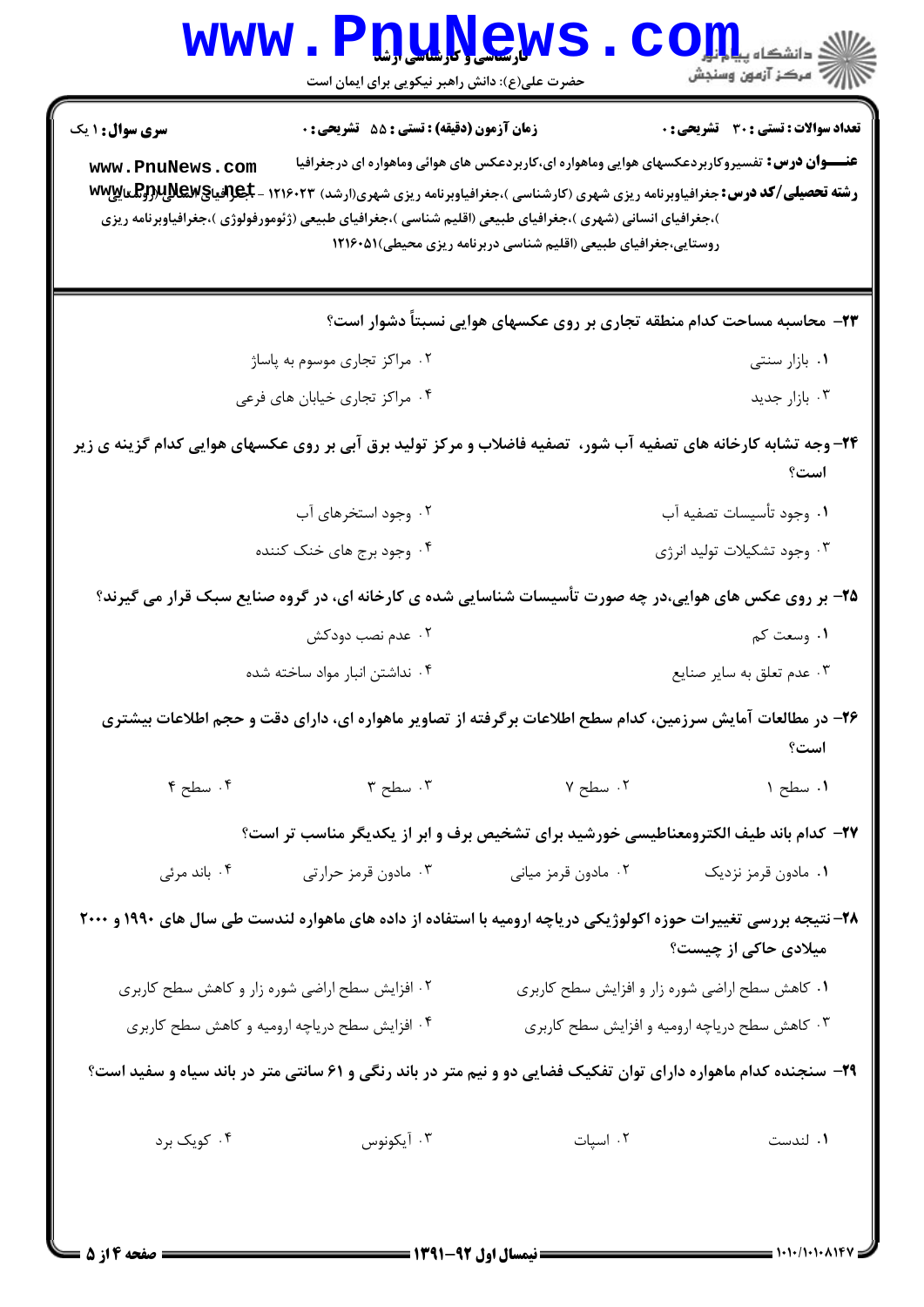**سری سوال:** ۱ یک | **زمان آزمون (دقیقه) : تستی : ۵۵ تشریحی : ۰** | **تعداد سوالات : تستی : ۳۰ تشریحی : ۰**

**عنـــوان درس:** تفسیروکاربردعکسهای هوایی وماهواره ای،کاربردعکس های هوائی وماهواره ای درجغرافیا

**رشته تحصیلی/کد درس:** جغرافیاوبرنامه ریزی شهری (کارشناسی )،جغرافیاوبرنامه ریزی شهری(ارشد) ۱۲۱۶۰۲۳ - جغرافیای انسانی (روستایی )،جغرافیای انسانی (شهری )،جغرافیای طبیعی (اقلیم شناسی )،جغرافیای طبیعی (ژئومورفولوژی )،جغرافیاوبرنامه ریزی روستایی،جغرافیای طبیعی (اقلیم شناسی دربرنامه ریزی محیطی)۱۲۱۶۰۵۱

۲۳- محاسبه مساحت کدام منطقه تجاری بر روی عکسهای هوایی نسبتاً دشوار است؟

۱. بازار سنتی
۲. مراکز تجاری موسوم به پاساژ
۳. بازار جدید
۴. مراکز تجاری خیابان های فرعی

۲۴- وجه تشابه کارخانه های تصفیه آب شور، تصفیه فاضلاب و مرکز تولید برق آبی بر روی عکسهای هوایی کدام گزینه ی زیر است؟

۱. وجود تأسیسات تصفیه آب
۲. وجود استخرهای آب
۳. وجود تشکیلات تولید انرژی
۴. وجود برج های خنک کننده

۲۵- بر روی عکس های هوایی،در چه صورت تأسیسات شناسایی شده ی کارخانه ای، در گروه صنایع سبک قرار می گیرند؟

۱. وسعت کم
۲. عدم نصب دودکش
۳. عدم تعلق به سایر صنایع
۴. نداشتن انبار مواد ساخته شده

۲۶- در مطالعات آمایش سرزمین، کدام سطح اطلاعات برگرفته از تصاویر ماهواره ای، دارای دقت و حجم اطلاعات بیشتری است؟

۱. سطح ۱
۲. سطح ۷
۳. سطح ۳
۴. سطح ۴

۲۷- کدام باند طیف الکترومغناطیسی خورشید برای تشخیص برف و ابر از یکدیگر مناسب تر است؟

۱. مادون قرمز نزدیک
۲. مادون قرمز میانی
۳. مادون قرمز حرارتی
۴. باند مرئی

۲۸- نتیجه بررسی تغییرات حوزه اکولوژیکی دریاچه ارومیه با استفاده از داده های ماهواره لندست طی سال های ۱۹۹۰ و ۲۰۰۰ میلادی حاکی از چیست؟

۱. کاهش سطح اراضی شوره زار و افزایش سطح کاربری
۲. افزایش سطح اراضی شوره زار و کاهش سطح کاربری
۳. کاهش سطح دریاچه ارومیه و افزایش سطح کاربری
۴. افزایش سطح دریاچه ارومیه و کاهش سطح کاربری

۲۹- سنجنده کدام ماهواره دارای توان تفکیک فضایی دو و نیم متر در باند رنگی و ۶۱ سانتی متر در باند سیاه و سفید است؟

۱. لندست
۲. اسپات
۳. آیکونوس
۴. کویک برد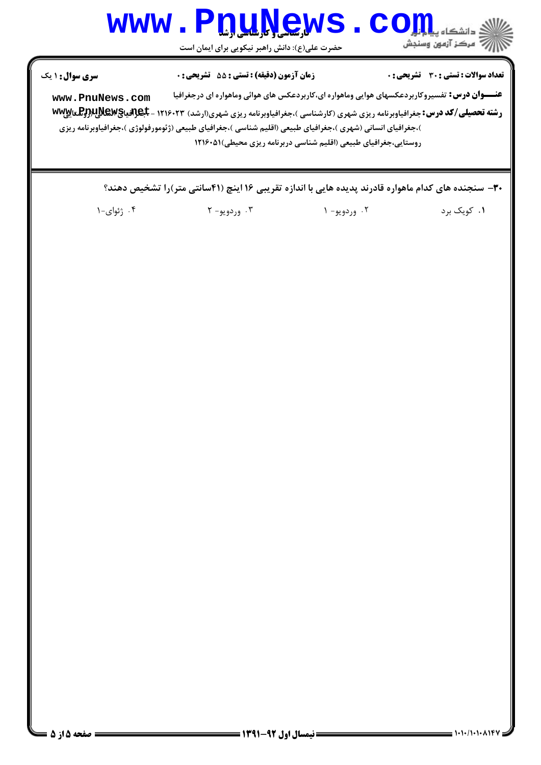**تعداد سوالات : تستی : ۳۰ تشریحی : ۰** | **زمان آزمون (دقیقه) : تستی : ۵۵ تشریحی : ۰** | **سری سوال : ۱ یک**

**عنـــوان درس:** تفسیروکاربردعکسهای هوایی وماهواره ای،کاربردعکس های هوائی وماهواره ای درجغرافیا

**رشته تحصیلی/کد درس:** جغرافیاوبرنامه ریزی شهری (کارشناسی )،جغرافیاوبرنامه ریزی شهری(ارشد) ۱۲۱۶۰۲۳ - جغرافیای انسانی (روستایی )،جغرافیای انسانی (شهری )،جغرافیای طبیعی (اقلیم شناسی )،جغرافیای طبیعی (ژئومورفولوژی )،جغرافیاوبرنامه ریزی روستایی،جغرافیای طبیعی (اقلیم شناسی دربرنامه ریزی محیطی)۱۲۱۶۰۵۱

**۳۰- سنجنده های کدام ماهواره قادرند پدیده هایی با اندازه تقریبی ۱۶ اینچ (۴۱سانتی متر)را تشخیص دهند؟**

۱. کویک برد

۲. وردویو- ۱

۳. وردویو- ۲

۴. ژئوای-۱